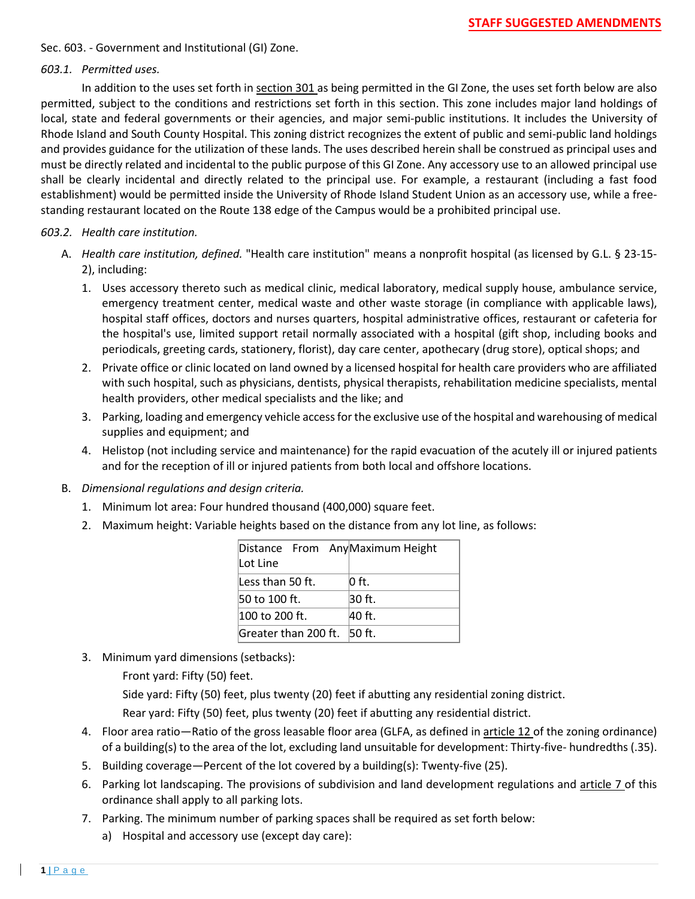**STAFF SUGGESTED AMENDMENTS**

Sec. 603. - Government and Institutional (GI) Zone.

*603.1. Permitted uses.*

In addition to the uses set forth in section 301 as being permitted in the GI Zone, the uses set forth below are also permitted, subject to the conditions and restrictions set forth in this section. This zone includes major land holdings of local, state and federal governments or their agencies, and major semi-public institutions. It includes the University of Rhode Island and South County Hospital. This zoning district recognizes the extent of public and semi-public land holdings and provides guidance for the utilization of these lands. The uses described herein shall be construed as principal uses and must be directly related and incidental to the public purpose of this GI Zone. Any accessory use to an allowed principal use shall be clearly incidental and directly related to the principal use. For example, a restaurant (including a fast food establishment) would be permitted inside the University of Rhode Island Student Union as an accessory use, while a free-standing restaurant located on the Route 138 edge of the Campus would be a prohibited principal use.

*603.2. Health care institution.*

A. *Health care institution, defined.* "Health care institution" means a nonprofit hospital (as licensed by G.L. § 23-15-2), including:

1. Uses accessory thereto such as medical clinic, medical laboratory, medical supply house, ambulance service, emergency treatment center, medical waste and other waste storage (in compliance with applicable laws), hospital staff offices, doctors and nurses quarters, hospital administrative offices, restaurant or cafeteria for the hospital's use, limited support retail normally associated with a hospital (gift shop, including books and periodicals, greeting cards, stationery, florist), day care center, apothecary (drug store), optical shops; and
2. Private office or clinic located on land owned by a licensed hospital for health care providers who are affiliated with such hospital, such as physicians, dentists, physical therapists, rehabilitation medicine specialists, mental health providers, other medical specialists and the like; and
3. Parking, loading and emergency vehicle access for the exclusive use of the hospital and warehousing of medical supplies and equipment; and
4. Helistop (not including service and maintenance) for the rapid evacuation of the acutely ill or injured patients and for the reception of ill or injured patients from both local and offshore locations.

B. *Dimensional regulations and design criteria.*

1. Minimum lot area: Four hundred thousand (400,000) square feet.
2. Maximum height: Variable heights based on the distance from any lot line, as follows:

| Distance From Any Lot Line | Maximum Height |
|---|---|
| Less than 50 ft. | 0 ft. |
| 50 to 100 ft. | 30 ft. |
| 100 to 200 ft. | 40 ft. |
| Greater than 200 ft. | 50 ft. |

3. Minimum yard dimensions (setbacks):

   Front yard: Fifty (50) feet.

   Side yard: Fifty (50) feet, plus twenty (20) feet if abutting any residential zoning district.

   Rear yard: Fifty (50) feet, plus twenty (20) feet if abutting any residential district.

4. Floor area ratio—Ratio of the gross leasable floor area (GLFA, as defined in article 12 of the zoning ordinance) of a building(s) to the area of the lot, excluding land unsuitable for development: Thirty-five- hundredths (.35).
5. Building coverage—Percent of the lot covered by a building(s): Twenty-five (25).
6. Parking lot landscaping. The provisions of subdivision and land development regulations and article 7 of this ordinance shall apply to all parking lots.
7. Parking. The minimum number of parking spaces shall be required as set forth below:
   a) Hospital and accessory use (except day care):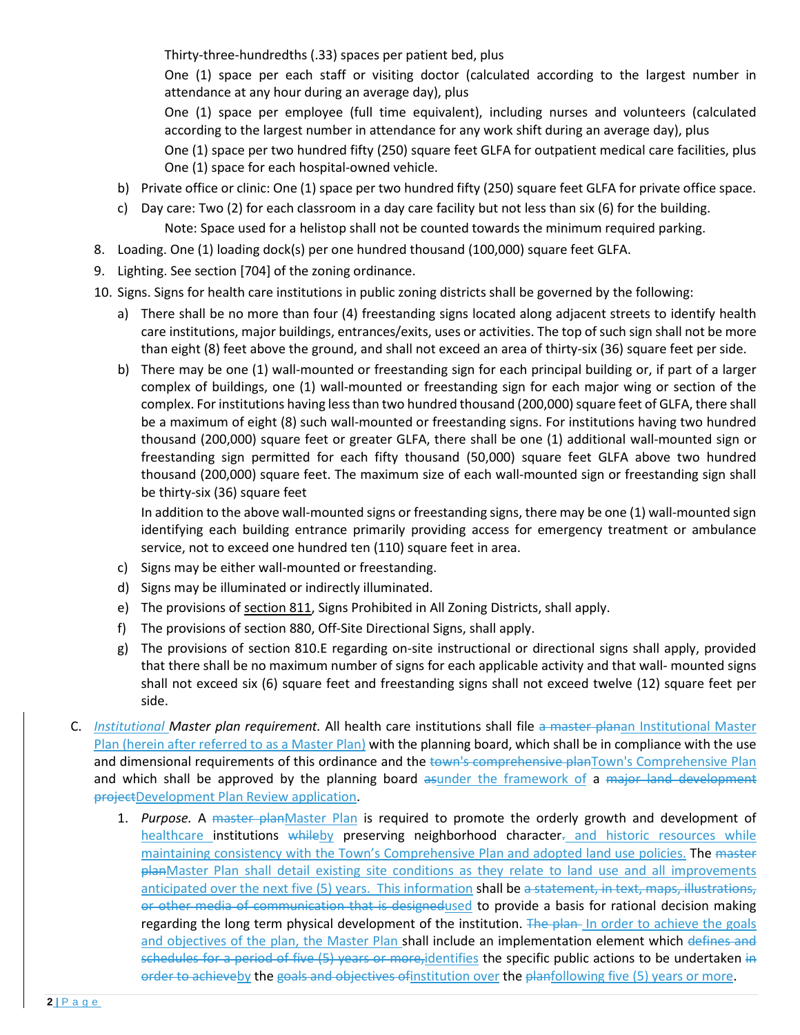Thirty-three-hundredths (.33) spaces per patient bed, plus

One (1) space per each staff or visiting doctor (calculated according to the largest number in attendance at any hour during an average day), plus

One (1) space per employee (full time equivalent), including nurses and volunteers (calculated according to the largest number in attendance for any work shift during an average day), plus

One (1) space per two hundred fifty (250) square feet GLFA for outpatient medical care facilities, plus

One (1) space for each hospital-owned vehicle.

b) Private office or clinic: One (1) space per two hundred fifty (250) square feet GLFA for private office space.

c) Day care: Two (2) for each classroom in a day care facility but not less than six (6) for the building.

Note: Space used for a helistop shall not be counted towards the minimum required parking.

8. Loading. One (1) loading dock(s) per one hundred thousand (100,000) square feet GLFA.
9. Lighting. See section [704] of the zoning ordinance.
10. Signs. Signs for health care institutions in public zoning districts shall be governed by the following:
    a) There shall be no more than four (4) freestanding signs located along adjacent streets to identify health care institutions, major buildings, entrances/exits, uses or activities. The top of such sign shall not be more than eight (8) feet above the ground, and shall not exceed an area of thirty-six (36) square feet per side.
    b) There may be one (1) wall-mounted or freestanding sign for each principal building or, if part of a larger complex of buildings, one (1) wall-mounted or freestanding sign for each major wing or section of the complex. For institutions having less than two hundred thousand (200,000) square feet of GLFA, there shall be a maximum of eight (8) such wall-mounted or freestanding signs. For institutions having two hundred thousand (200,000) square feet or greater GLFA, there shall be one (1) additional wall-mounted sign or freestanding sign permitted for each fifty thousand (50,000) square feet GLFA above two hundred thousand (200,000) square feet. The maximum size of each wall-mounted sign or freestanding sign shall be thirty-six (36) square feet

       In addition to the above wall-mounted signs or freestanding signs, there may be one (1) wall-mounted sign identifying each building entrance primarily providing access for emergency treatment or ambulance service, not to exceed one hundred ten (110) square feet in area.
    c) Signs may be either wall-mounted or freestanding.
    d) Signs may be illuminated or indirectly illuminated.
    e) The provisions of section 811, Signs Prohibited in All Zoning Districts, shall apply.
    f) The provisions of section 880, Off-Site Directional Signs, shall apply.
    g) The provisions of section 810.E regarding on-site instructional or directional signs shall apply, provided that there shall be no maximum number of signs for each applicable activity and that wall- mounted signs shall not exceed six (6) square feet and freestanding signs shall not exceed twelve (12) square feet per side.

C. <u>*Institutional*</u> *Master plan requirement.* All health care institutions shall file ~~a master plan~~<u>an Institutional Master Plan (herein after referred to as a Master Plan)</u> with the planning board, which shall be in compliance with the use and dimensional requirements of this ordinance and the ~~town's comprehensive plan~~<u>Town's Comprehensive Plan</u> and which shall be approved by the planning board ~~as~~<u>under the framework of</u> a ~~major land development project~~<u>Development Plan Review application</u>.

1. *Purpose.* A ~~master plan~~<u>Master Plan</u> is required to promote the orderly growth and development of <u>healthcare</u> institutions ~~while~~<u>by</u> preserving neighborhood character~~.~~<u> and historic resources while maintaining consistency with the Town's Comprehensive Plan and adopted land use policies.</u> The ~~master plan~~<u>Master Plan shall detail existing site conditions as they relate to land use and all improvements anticipated over the next five (5) years. This information</u> shall be ~~a statement, in text, maps, illustrations, or other media of communication that is designed~~<u>used</u> to provide a basis for rational decision making regarding the long term physical development of the institution. ~~The plan~~ <u>In order to achieve the goals and objectives of the plan, the Master Plan</u> shall include an implementation element which ~~defines and schedules for a period of five (5) years or more,~~<u>identifies</u> the specific public actions to be undertaken ~~in order to achieve~~<u>by</u> the ~~goals and objectives of~~<u>institution over</u> the ~~plan~~<u>following five (5) years or more</u>.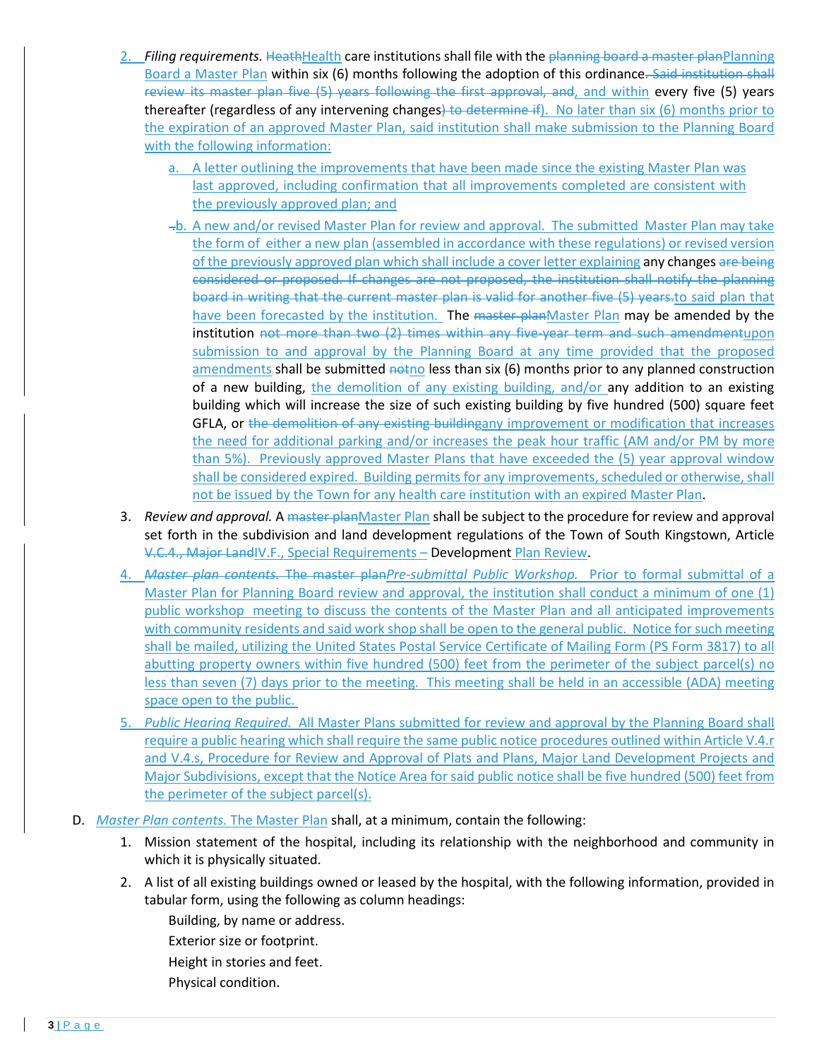2. *Filing requirements.* ~~Heath~~Health care institutions shall file with the ~~planning board a master plan~~Planning Board a Master Plan within six (6) months following the adoption of this ordinance~~. Said institution shall review its master plan five (5) years following the first approval, and~~, and within every five (5) years thereafter (regardless of any intervening changes~~) to determine if~~). No later than six (6) months prior to the expiration of an approved Master Plan, said institution shall make submission to the Planning Board with the following information:

   a. A letter outlining the improvements that have been made since the existing Master Plan was last approved, including confirmation that all improvements completed are consistent with the previously approved plan; and

   ~~.~~b. A new and/or revised Master Plan for review and approval. The submitted Master Plan may take the form of either a new plan (assembled in accordance with these regulations) or revised version of the previously approved plan which shall include a cover letter explaining any changes ~~are being considered or proposed. If changes are not proposed, the institution shall notify the planning board in writing that the current master plan is valid for another five (5) years.~~to said plan that have been forecasted by the institution. The ~~master plan~~Master Plan may be amended by the institution ~~not more than two (2) times within any five-year term and such amendment~~upon submission to and approval by the Planning Board at any time provided that the proposed amendments shall be submitted ~~not~~no less than six (6) months prior to any planned construction of a new building, the demolition of any existing building, and/or any addition to an existing building which will increase the size of such existing building by five hundred (500) square feet GFLA, or ~~the demolition of any existing building~~any improvement or modification that increases the need for additional parking and/or increases the peak hour traffic (AM and/or PM by more than 5%). Previously approved Master Plans that have exceeded the (5) year approval window shall be considered expired. Building permits for any improvements, scheduled or otherwise, shall not be issued by the Town for any health care institution with an expired Master Plan.

3. *Review and approval.* A ~~master plan~~Master Plan shall be subject to the procedure for review and approval set forth in the subdivision and land development regulations of the Town of South Kingstown, Article ~~V.C.4., Major Land~~IV.F., Special Requirements – Development Plan Review.

4. ~~*Master plan contents.* The master plan~~*Pre-submittal Public Workshop.* Prior to formal submittal of a Master Plan for Planning Board review and approval, the institution shall conduct a minimum of one (1) public workshop meeting to discuss the contents of the Master Plan and all anticipated improvements with community residents and said work shop shall be open to the general public. Notice for such meeting shall be mailed, utilizing the United States Postal Service Certificate of Mailing Form (PS Form 3817) to all abutting property owners within five hundred (500) feet from the perimeter of the subject parcel(s) no less than seven (7) days prior to the meeting. This meeting shall be held in an accessible (ADA) meeting space open to the public.

5. *Public Hearing Required.* All Master Plans submitted for review and approval by the Planning Board shall require a public hearing which shall require the same public notice procedures outlined within Article V.4.r and V.4.s, Procedure for Review and Approval of Plats and Plans, Major Land Development Projects and Major Subdivisions, except that the Notice Area for said public notice shall be five hundred (500) feet from the perimeter of the subject parcel(s).

D. *Master Plan contents.* The Master Plan shall, at a minimum, contain the following:

1. Mission statement of the hospital, including its relationship with the neighborhood and community in which it is physically situated.

2. A list of all existing buildings owned or leased by the hospital, with the following information, provided in tabular form, using the following as column headings:

   Building, by name or address.
   Exterior size or footprint.
   Height in stories and feet.
   Physical condition.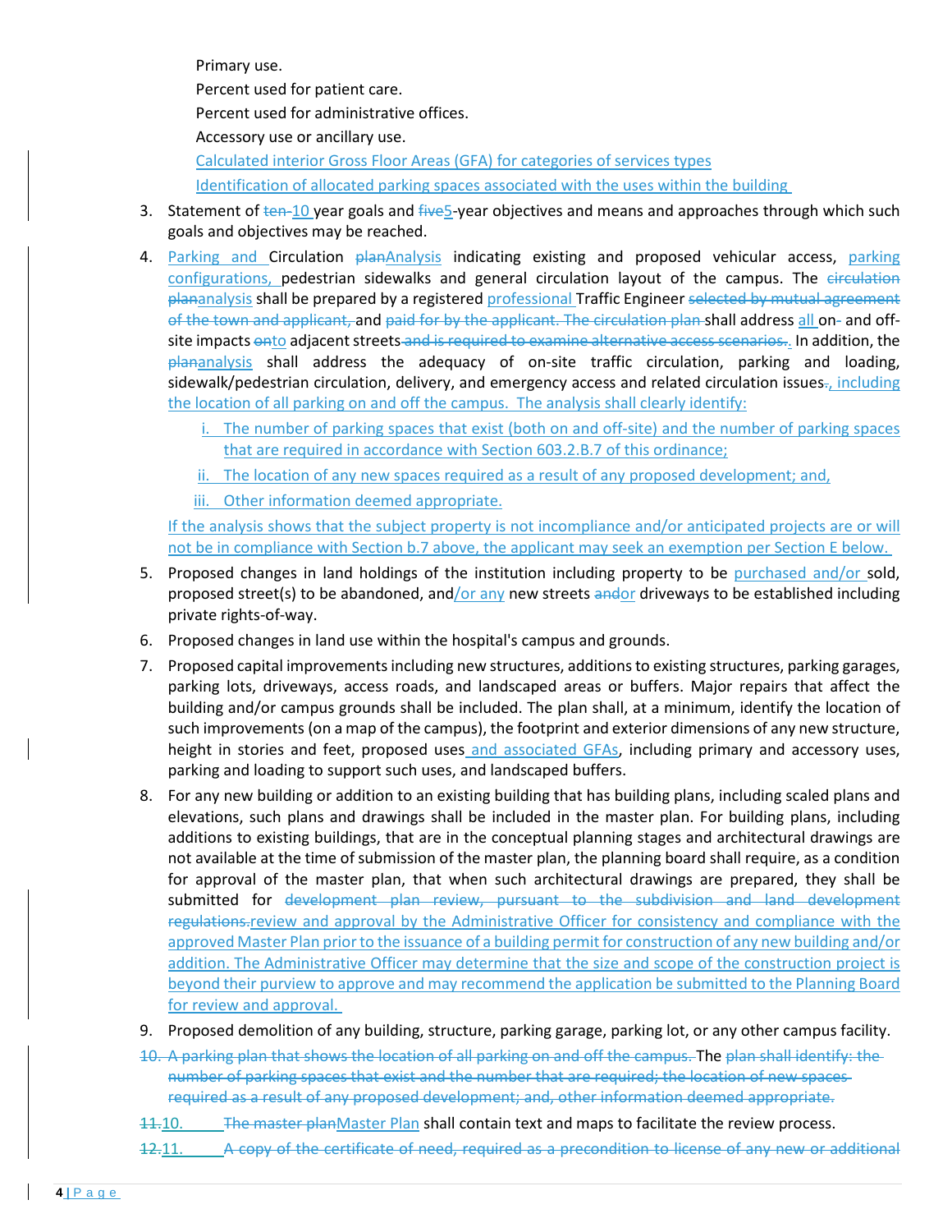Primary use.

Percent used for patient care.

Percent used for administrative offices.

Accessory use or ancillary use.

Calculated interior Gross Floor Areas (GFA) for categories of services types

Identification of allocated parking spaces associated with the uses within the building

3. Statement of ~~ten-~~10 year goals and ~~five~~5-year objectives and means and approaches through which such goals and objectives may be reached.
4. Parking and Circulation ~~plan~~Analysis indicating existing and proposed vehicular access, parking configurations, pedestrian sidewalks and general circulation layout of the campus. The ~~circulation plan~~analysis shall be prepared by a registered professional Traffic Engineer ~~selected by mutual agreement of the town and applicant,~~ and ~~paid for by the applicant. The circulation plan~~ shall address all on~~-~~ and off-site impacts ~~on~~to adjacent streets ~~and is required to examine alternative access scenarios.~~. In addition, the ~~plan~~analysis shall address the adequacy of on-site traffic circulation, parking and loading, sidewalk/pedestrian circulation, delivery, and emergency access and related circulation issues~~.~~, including the location of all parking on and off the campus. The analysis shall clearly identify:

    i. The number of parking spaces that exist (both on and off-site) and the number of parking spaces that are required in accordance with Section 603.2.B.7 of this ordinance;

    ii. The location of any new spaces required as a result of any proposed development; and,

    iii. Other information deemed appropriate.

    If the analysis shows that the subject property is not incompliance and/or anticipated projects are or will not be in compliance with Section b.7 above, the applicant may seek an exemption per Section E below.

5. Proposed changes in land holdings of the institution including property to be purchased and/or sold, proposed street(s) to be abandoned, and/or any new streets ~~and~~or driveways to be established including private rights-of-way.
6. Proposed changes in land use within the hospital's campus and grounds.
7. Proposed capital improvements including new structures, additions to existing structures, parking garages, parking lots, driveways, access roads, and landscaped areas or buffers. Major repairs that affect the building and/or campus grounds shall be included. The plan shall, at a minimum, identify the location of such improvements (on a map of the campus), the footprint and exterior dimensions of any new structure, height in stories and feet, proposed uses and associated GFAs, including primary and accessory uses, parking and loading to support such uses, and landscaped buffers.
8. For any new building or addition to an existing building that has building plans, including scaled plans and elevations, such plans and drawings shall be included in the master plan. For building plans, including additions to existing buildings, that are in the conceptual planning stages and architectural drawings are not available at the time of submission of the master plan, the planning board shall require, as a condition for approval of the master plan, that when such architectural drawings are prepared, they shall be submitted for ~~development plan review, pursuant to the subdivision and land development regulations.~~review and approval by the Administrative Officer for consistency and compliance with the approved Master Plan prior to the issuance of a building permit for construction of any new building and/or addition. The Administrative Officer may determine that the size and scope of the construction project is beyond their purview to approve and may recommend the application be submitted to the Planning Board for review and approval.
9. Proposed demolition of any building, structure, parking garage, parking lot, or any other campus facility.

~~10. A parking plan that shows the location of all parking on and off the campus.~~ The ~~plan shall identify: the number of parking spaces that exist and the number that are required; the location of new spaces required as a result of any proposed development; and, other information deemed appropriate.~~

~~11.~~10. ~~The master plan~~Master Plan shall contain text and maps to facilitate the review process.

~~12.~~11. ~~A copy of the certificate of need, required as a precondition to license of any new or additional~~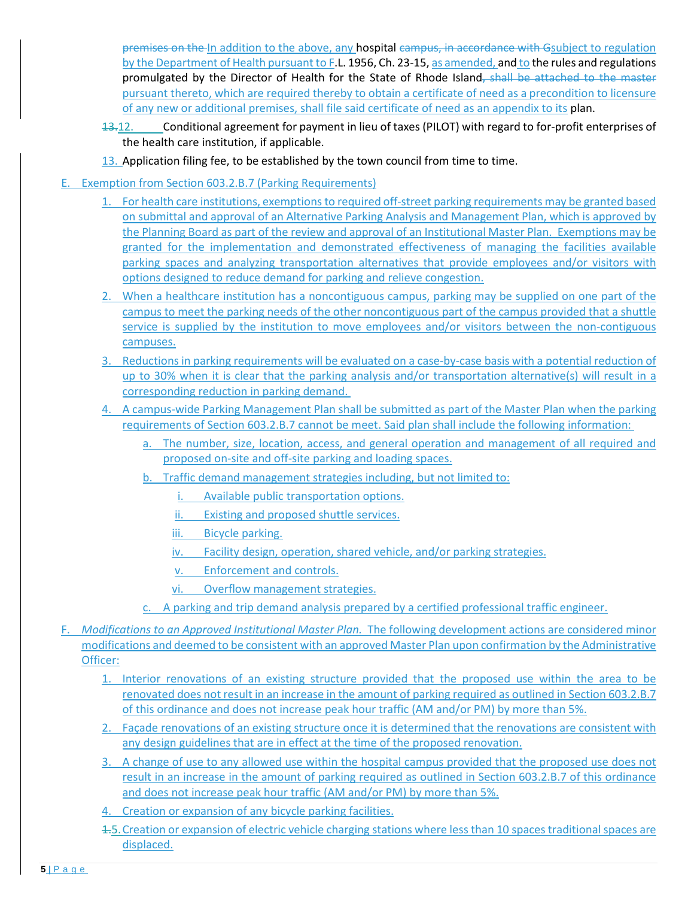premises on the In addition to the above, any hospital campus, in accordance with Gsubject to regulation by the Department of Health pursuant to F.L. 1956, Ch. 23-15, as amended, and to the rules and regulations promulgated by the Director of Health for the State of Rhode Island, shall be attached to the master pursuant thereto, which are required thereby to obtain a certificate of need as a precondition to licensure of any new or additional premises, shall file said certificate of need as an appendix to its plan.

13.12. Conditional agreement for payment in lieu of taxes (PILOT) with regard to for-profit enterprises of the health care institution, if applicable.

13. Application filing fee, to be established by the town council from time to time.

E. Exemption from Section 603.2.B.7 (Parking Requirements)

1. For health care institutions, exemptions to required off-street parking requirements may be granted based on submittal and approval of an Alternative Parking Analysis and Management Plan, which is approved by the Planning Board as part of the review and approval of an Institutional Master Plan. Exemptions may be granted for the implementation and demonstrated effectiveness of managing the facilities available parking spaces and analyzing transportation alternatives that provide employees and/or visitors with options designed to reduce demand for parking and relieve congestion.
2. When a healthcare institution has a noncontiguous campus, parking may be supplied on one part of the campus to meet the parking needs of the other noncontiguous part of the campus provided that a shuttle service is supplied by the institution to move employees and/or visitors between the non-contiguous campuses.
3. Reductions in parking requirements will be evaluated on a case-by-case basis with a potential reduction of up to 30% when it is clear that the parking analysis and/or transportation alternative(s) will result in a corresponding reduction in parking demand.
4. A campus-wide Parking Management Plan shall be submitted as part of the Master Plan when the parking requirements of Section 603.2.B.7 cannot be meet. Said plan shall include the following information:
   a. The number, size, location, access, and general operation and management of all required and proposed on-site and off-site parking and loading spaces.
   b. Traffic demand management strategies including, but not limited to:
      i. Available public transportation options.
      ii. Existing and proposed shuttle services.
      iii. Bicycle parking.
      iv. Facility design, operation, shared vehicle, and/or parking strategies.
      v. Enforcement and controls.
      vi. Overflow management strategies.
   c. A parking and trip demand analysis prepared by a certified professional traffic engineer.

F. *Modifications to an Approved Institutional Master Plan.* The following development actions are considered minor modifications and deemed to be consistent with an approved Master Plan upon confirmation by the Administrative Officer:

1. Interior renovations of an existing structure provided that the proposed use within the area to be renovated does not result in an increase in the amount of parking required as outlined in Section 603.2.B.7 of this ordinance and does not increase peak hour traffic (AM and/or PM) by more than 5%.
2. Façade renovations of an existing structure once it is determined that the renovations are consistent with any design guidelines that are in effect at the time of the proposed renovation.
3. A change of use to any allowed use within the hospital campus provided that the proposed use does not result in an increase in the amount of parking required as outlined in Section 603.2.B.7 of this ordinance and does not increase peak hour traffic (AM and/or PM) by more than 5%.
4. Creation or expansion of any bicycle parking facilities.
5. 1.5. Creation or expansion of electric vehicle charging stations where less than 10 spaces traditional spaces are displaced.